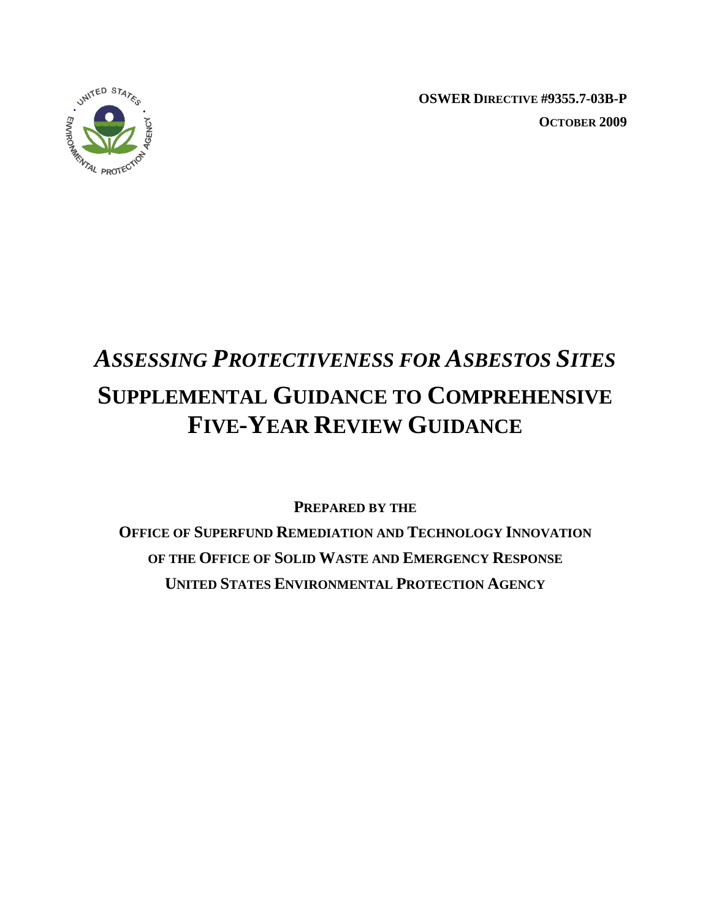**OSWER DIRECTIVE #9355.7-03B-P**

**OCTOBER 2009**

# *ASSESSING PROTECTIVENESS FOR ASBESTOS SITES*

# SUPPLEMENTAL GUIDANCE TO COMPREHENSIVE FIVE-YEAR REVIEW GUIDANCE

**PREPARED BY THE**

**OFFICE OF SUPERFUND REMEDIATION AND TECHNOLOGY INNOVATION**

**OF THE OFFICE OF SOLID WASTE AND EMERGENCY RESPONSE**

**UNITED STATES ENVIRONMENTAL PROTECTION AGENCY**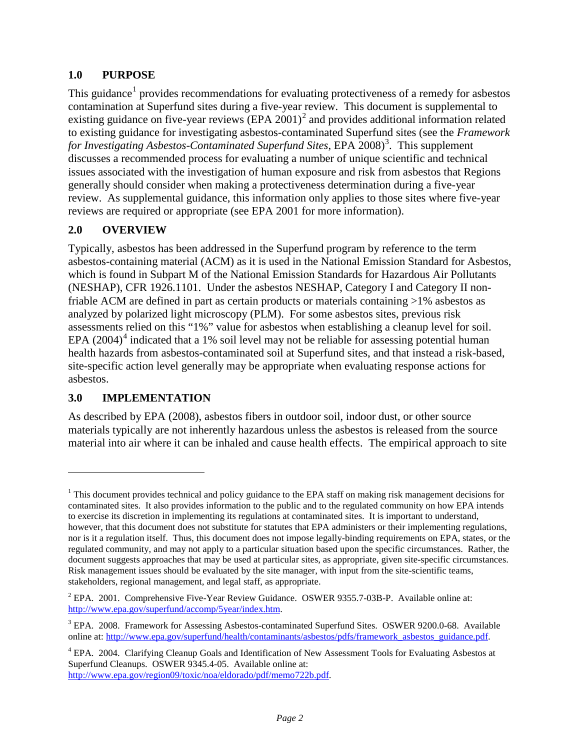## 1.0 PURPOSE

This guidance[1] provides recommendations for evaluating protectiveness of a remedy for asbestos contamination at Superfund sites during a five-year review. This document is supplemental to existing guidance on five-year reviews (EPA 2001)[2] and provides additional information related to existing guidance for investigating asbestos-contaminated Superfund sites (see the *Framework for Investigating Asbestos-Contaminated Superfund Sites*, EPA 2008)[3]. This supplement discusses a recommended process for evaluating a number of unique scientific and technical issues associated with the investigation of human exposure and risk from asbestos that Regions generally should consider when making a protectiveness determination during a five-year review. As supplemental guidance, this information only applies to those sites where five-year reviews are required or appropriate (see EPA 2001 for more information).

## 2.0 OVERVIEW

Typically, asbestos has been addressed in the Superfund program by reference to the term asbestos-containing material (ACM) as it is used in the National Emission Standard for Asbestos, which is found in Subpart M of the National Emission Standards for Hazardous Air Pollutants (NESHAP), CFR 1926.1101. Under the asbestos NESHAP, Category I and Category II non-friable ACM are defined in part as certain products or materials containing >1% asbestos as analyzed by polarized light microscopy (PLM). For some asbestos sites, previous risk assessments relied on this "1%" value for asbestos when establishing a cleanup level for soil. EPA (2004)[4] indicated that a 1% soil level may not be reliable for assessing potential human health hazards from asbestos-contaminated soil at Superfund sites, and that instead a risk-based, site-specific action level generally may be appropriate when evaluating response actions for asbestos.

## 3.0 IMPLEMENTATION

As described by EPA (2008), asbestos fibers in outdoor soil, indoor dust, or other source materials typically are not inherently hazardous unless the asbestos is released from the source material into air where it can be inhaled and cause health effects. The empirical approach to site

---

[1] This document provides technical and policy guidance to the EPA staff on making risk management decisions for contaminated sites. It also provides information to the public and to the regulated community on how EPA intends to exercise its discretion in implementing its regulations at contaminated sites. It is important to understand, however, that this document does not substitute for statutes that EPA administers or their implementing regulations, nor is it a regulation itself. Thus, this document does not impose legally-binding requirements on EPA, states, or the regulated community, and may not apply to a particular situation based upon the specific circumstances. Rather, the document suggests approaches that may be used at particular sites, as appropriate, given site-specific circumstances. Risk management issues should be evaluated by the site manager, with input from the site-scientific teams, stakeholders, regional management, and legal staff, as appropriate.

[2] EPA. 2001. Comprehensive Five-Year Review Guidance. OSWER 9355.7-03B-P. Available online at: http://www.epa.gov/superfund/accomp/5year/index.htm.

[3] EPA. 2008. Framework for Assessing Asbestos-contaminated Superfund Sites. OSWER 9200.0-68. Available online at: http://www.epa.gov/superfund/health/contaminants/asbestos/pdfs/framework_asbestos_guidance.pdf.

[4] EPA. 2004. Clarifying Cleanup Goals and Identification of New Assessment Tools for Evaluating Asbestos at Superfund Cleanups. OSWER 9345.4-05. Available online at: http://www.epa.gov/region09/toxic/noa/eldorado/pdf/memo722b.pdf.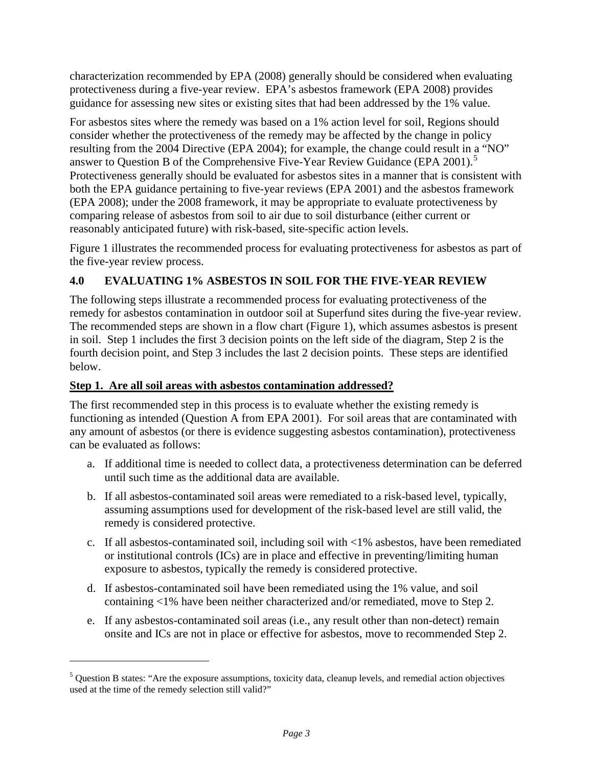characterization recommended by EPA (2008) generally should be considered when evaluating protectiveness during a five-year review. EPA's asbestos framework (EPA 2008) provides guidance for assessing new sites or existing sites that had been addressed by the 1% value.

For asbestos sites where the remedy was based on a 1% action level for soil, Regions should consider whether the protectiveness of the remedy may be affected by the change in policy resulting from the 2004 Directive (EPA 2004); for example, the change could result in a "NO" answer to Question B of the Comprehensive Five-Year Review Guidance (EPA 2001).[5] Protectiveness generally should be evaluated for asbestos sites in a manner that is consistent with both the EPA guidance pertaining to five-year reviews (EPA 2001) and the asbestos framework (EPA 2008); under the 2008 framework, it may be appropriate to evaluate protectiveness by comparing release of asbestos from soil to air due to soil disturbance (either current or reasonably anticipated future) with risk-based, site-specific action levels.

Figure 1 illustrates the recommended process for evaluating protectiveness for asbestos as part of the five-year review process.

## 4.0 EVALUATING 1% ASBESTOS IN SOIL FOR THE FIVE-YEAR REVIEW

The following steps illustrate a recommended process for evaluating protectiveness of the remedy for asbestos contamination in outdoor soil at Superfund sites during the five-year review. The recommended steps are shown in a flow chart (Figure 1), which assumes asbestos is present in soil. Step 1 includes the first 3 decision points on the left side of the diagram, Step 2 is the fourth decision point, and Step 3 includes the last 2 decision points. These steps are identified below.

### Step 1. Are all soil areas with asbestos contamination addressed?

The first recommended step in this process is to evaluate whether the existing remedy is functioning as intended (Question A from EPA 2001). For soil areas that are contaminated with any amount of asbestos (or there is evidence suggesting asbestos contamination), protectiveness can be evaluated as follows:

a. If additional time is needed to collect data, a protectiveness determination can be deferred until such time as the additional data are available.

b. If all asbestos-contaminated soil areas were remediated to a risk-based level, typically, assuming assumptions used for development of the risk-based level are still valid, the remedy is considered protective.

c. If all asbestos-contaminated soil, including soil with <1% asbestos, have been remediated or institutional controls (ICs) are in place and effective in preventing/limiting human exposure to asbestos, typically the remedy is considered protective.

d. If asbestos-contaminated soil have been remediated using the 1% value, and soil containing <1% have been neither characterized and/or remediated, move to Step 2.

e. If any asbestos-contaminated soil areas (i.e., any result other than non-detect) remain onsite and ICs are not in place or effective for asbestos, move to recommended Step 2.

---

[5] Question B states: "Are the exposure assumptions, toxicity data, cleanup levels, and remedial action objectives used at the time of the remedy selection still valid?"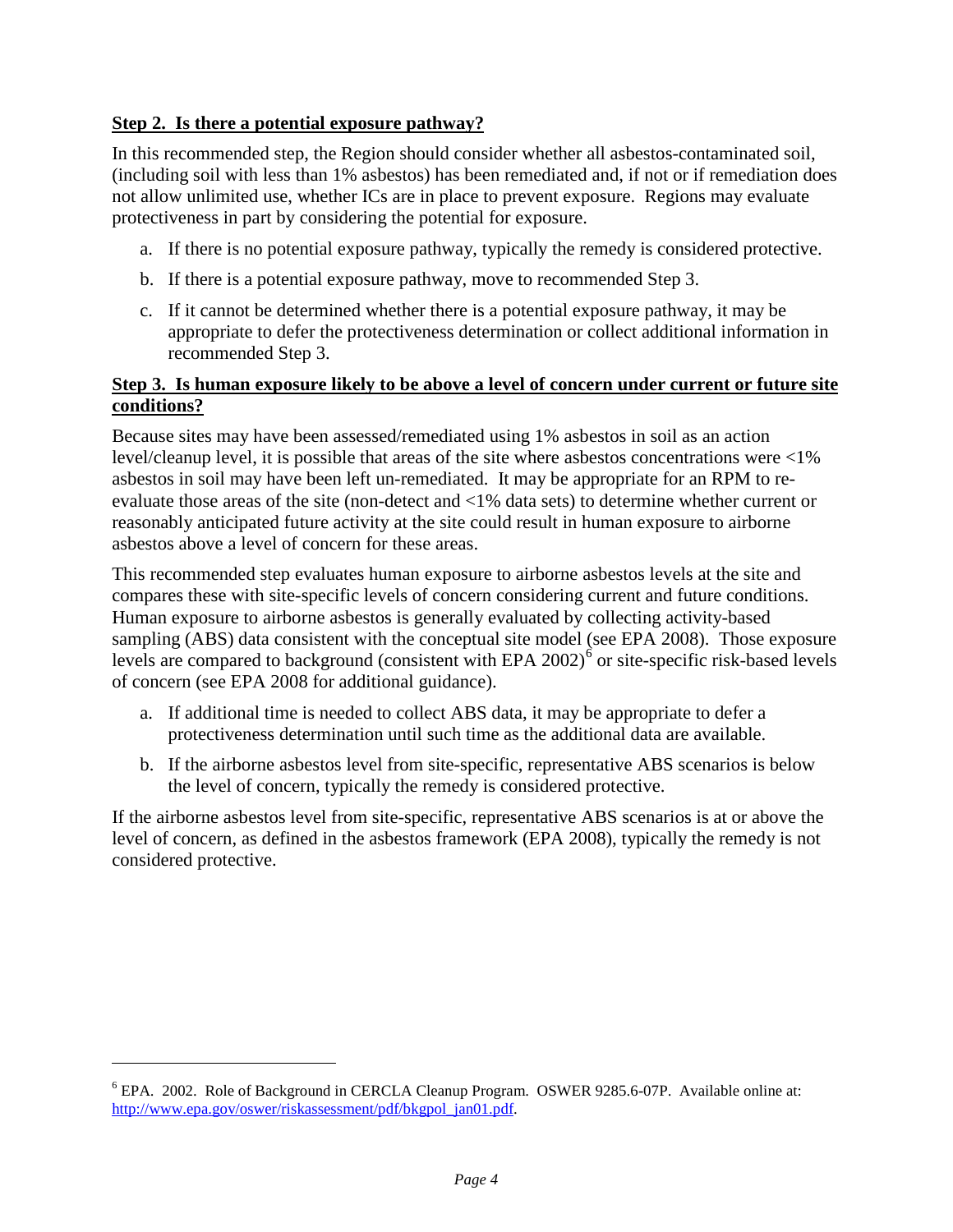**Step 2. Is there a potential exposure pathway?**

In this recommended step, the Region should consider whether all asbestos-contaminated soil, (including soil with less than 1% asbestos) has been remediated and, if not or if remediation does not allow unlimited use, whether ICs are in place to prevent exposure. Regions may evaluate protectiveness in part by considering the potential for exposure.

a. If there is no potential exposure pathway, typically the remedy is considered protective.

b. If there is a potential exposure pathway, move to recommended Step 3.

c. If it cannot be determined whether there is a potential exposure pathway, it may be appropriate to defer the protectiveness determination or collect additional information in recommended Step 3.

**Step 3. Is human exposure likely to be above a level of concern under current or future site conditions?**

Because sites may have been assessed/remediated using 1% asbestos in soil as an action level/cleanup level, it is possible that areas of the site where asbestos concentrations were <1% asbestos in soil may have been left un-remediated. It may be appropriate for an RPM to re-evaluate those areas of the site (non-detect and <1% data sets) to determine whether current or reasonably anticipated future activity at the site could result in human exposure to airborne asbestos above a level of concern for these areas.

This recommended step evaluates human exposure to airborne asbestos levels at the site and compares these with site-specific levels of concern considering current and future conditions. Human exposure to airborne asbestos is generally evaluated by collecting activity-based sampling (ABS) data consistent with the conceptual site model (see EPA 2008). Those exposure levels are compared to background (consistent with EPA 2002)[6] or site-specific risk-based levels of concern (see EPA 2008 for additional guidance).

a. If additional time is needed to collect ABS data, it may be appropriate to defer a protectiveness determination until such time as the additional data are available.

b. If the airborne asbestos level from site-specific, representative ABS scenarios is below the level of concern, typically the remedy is considered protective.

If the airborne asbestos level from site-specific, representative ABS scenarios is at or above the level of concern, as defined in the asbestos framework (EPA 2008), typically the remedy is not considered protective.

---

[6] EPA. 2002. Role of Background in CERCLA Cleanup Program. OSWER 9285.6-07P. Available online at: http://www.epa.gov/oswer/riskassessment/pdf/bkgpol_jan01.pdf.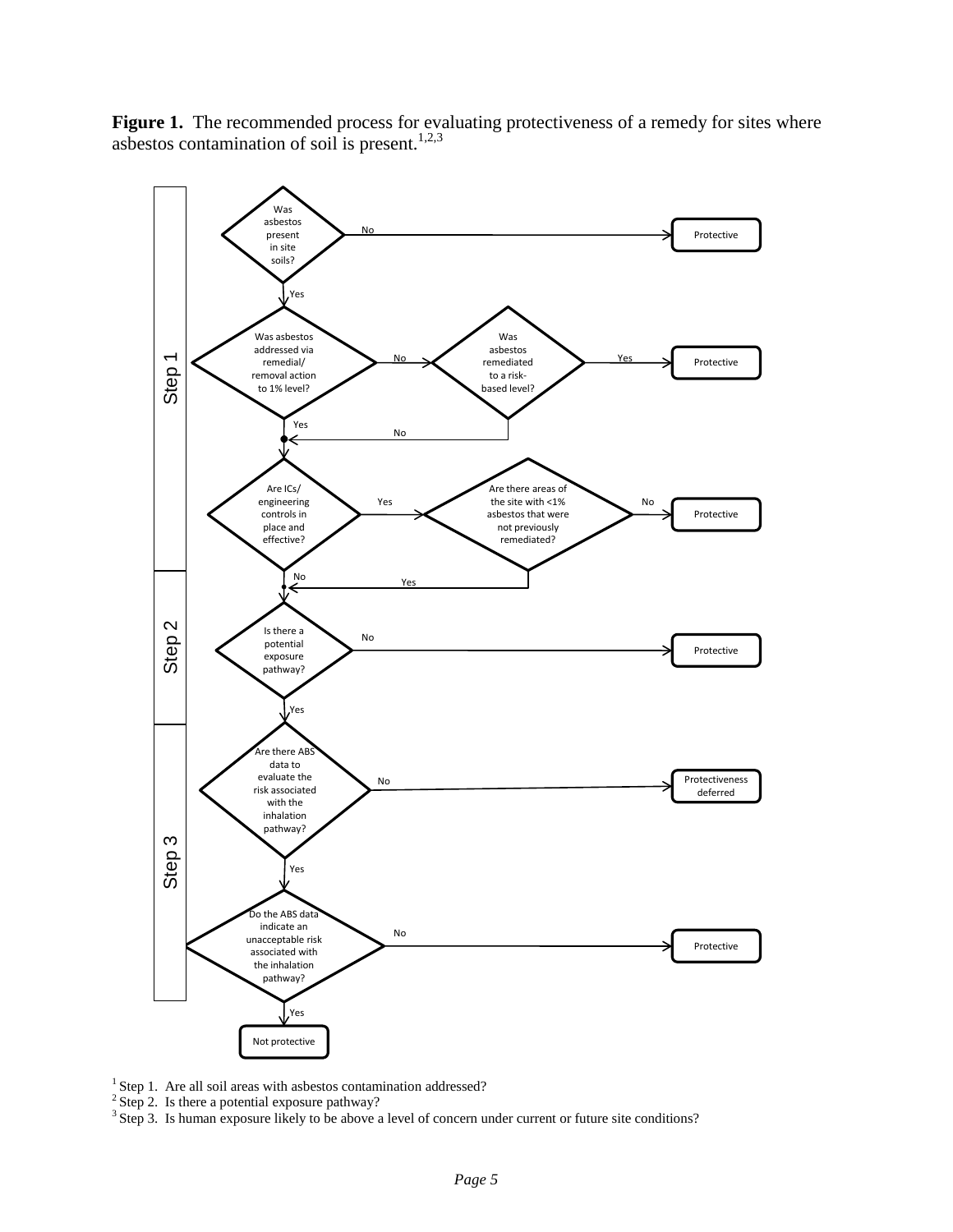**Figure 1.** The recommended process for evaluating protectiveness of a remedy for sites where asbestos contamination of soil is present.[1,2,3]

**Step 1**

- Was asbestos present in site soils?
  - No → Protective
  - Yes → Was asbestos addressed via remedial/removal action to 1% level?
    - No → Was asbestos remediated to a risk-based level?
      - Yes → Protective
      - No → Are ICs/engineering controls in place and effective?
    - Yes → Are ICs/engineering controls in place and effective?
- Are ICs/engineering controls in place and effective?
  - Yes → Are there areas of the site with <1% asbestos that were not previously remediated?
    - No → Protective
    - Yes → Is there a potential exposure pathway?
  - No → Is there a potential exposure pathway?

**Step 2**

- Is there a potential exposure pathway?
  - No → Protective
  - Yes → Are there ABS data to evaluate the risk associated with the inhalation pathway?

**Step 3**

- Are there ABS data to evaluate the risk associated with the inhalation pathway?
  - No → Protectiveness deferred
  - Yes → Do the ABS data indicate an unacceptable risk associated with the inhalation pathway?
    - No → Protective
    - Yes → Not protective

[1] Step 1. Are all soil areas with asbestos contamination addressed?

[2] Step 2. Is there a potential exposure pathway?

[3] Step 3. Is human exposure likely to be above a level of concern under current or future site conditions?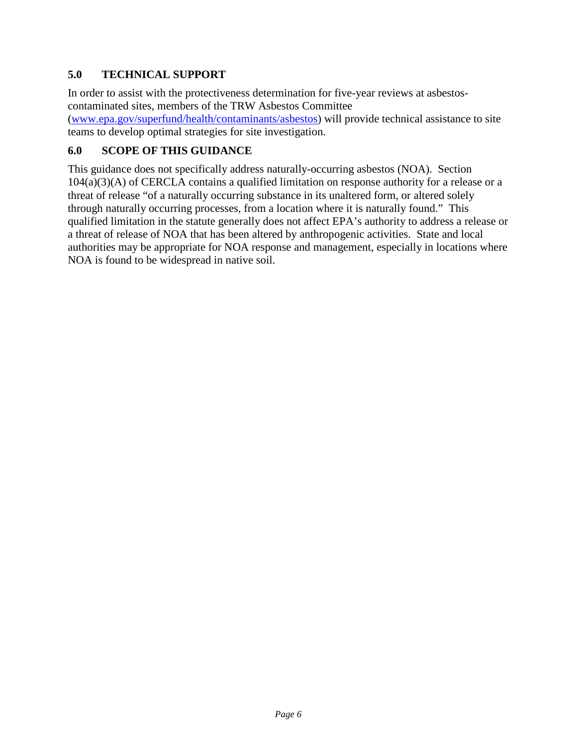## 5.0 TECHNICAL SUPPORT

In order to assist with the protectiveness determination for five-year reviews at asbestos-contaminated sites, members of the TRW Asbestos Committee (www.epa.gov/superfund/health/contaminants/asbestos) will provide technical assistance to site teams to develop optimal strategies for site investigation.

## 6.0 SCOPE OF THIS GUIDANCE

This guidance does not specifically address naturally-occurring asbestos (NOA). Section 104(a)(3)(A) of CERCLA contains a qualified limitation on response authority for a release or a threat of release "of a naturally occurring substance in its unaltered form, or altered solely through naturally occurring processes, from a location where it is naturally found." This qualified limitation in the statute generally does not affect EPA's authority to address a release or a threat of release of NOA that has been altered by anthropogenic activities. State and local authorities may be appropriate for NOA response and management, especially in locations where NOA is found to be widespread in native soil.